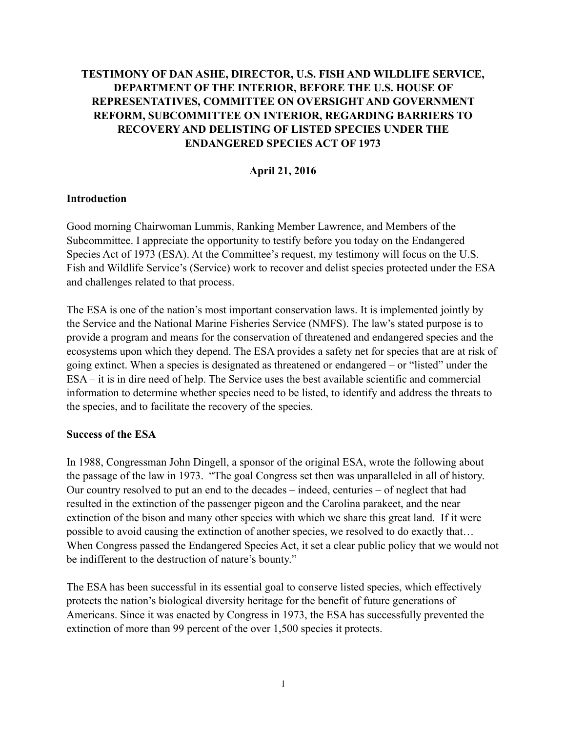# TESTIMONY OF DAN ASHE, DIRECTOR, U.S. FISH AND WILDLIFE SERVICE, DEPARTMENT OF THE INTERIOR, BEFORE THE U.S. HOUSE OF REPRESENTATIVES, COMMITTEE ON OVERSIGHT AND GOVERNMENT REFORM, SUBCOMMITTEE ON INTERIOR, REGARDING BARRIERS TO RECOVERY AND DELISTING OF LISTED SPECIES UNDER THE ENDANGERED SPECIES ACT OF 1973

**April 21, 2016**

## Introduction

Good morning Chairwoman Lummis, Ranking Member Lawrence, and Members of the Subcommittee. I appreciate the opportunity to testify before you today on the Endangered Species Act of 1973 (ESA). At the Committee's request, my testimony will focus on the U.S. Fish and Wildlife Service's (Service) work to recover and delist species protected under the ESA and challenges related to that process.

The ESA is one of the nation's most important conservation laws. It is implemented jointly by the Service and the National Marine Fisheries Service (NMFS). The law's stated purpose is to provide a program and means for the conservation of threatened and endangered species and the ecosystems upon which they depend. The ESA provides a safety net for species that are at risk of going extinct. When a species is designated as threatened or endangered – or "listed" under the ESA – it is in dire need of help. The Service uses the best available scientific and commercial information to determine whether species need to be listed, to identify and address the threats to the species, and to facilitate the recovery of the species.

## Success of the ESA

In 1988, Congressman John Dingell, a sponsor of the original ESA, wrote the following about the passage of the law in 1973. "The goal Congress set then was unparalleled in all of history. Our country resolved to put an end to the decades – indeed, centuries – of neglect that had resulted in the extinction of the passenger pigeon and the Carolina parakeet, and the near extinction of the bison and many other species with which we share this great land. If it were possible to avoid causing the extinction of another species, we resolved to do exactly that… When Congress passed the Endangered Species Act, it set a clear public policy that we would not be indifferent to the destruction of nature's bounty."

The ESA has been successful in its essential goal to conserve listed species, which effectively protects the nation's biological diversity heritage for the benefit of future generations of Americans. Since it was enacted by Congress in 1973, the ESA has successfully prevented the extinction of more than 99 percent of the over 1,500 species it protects.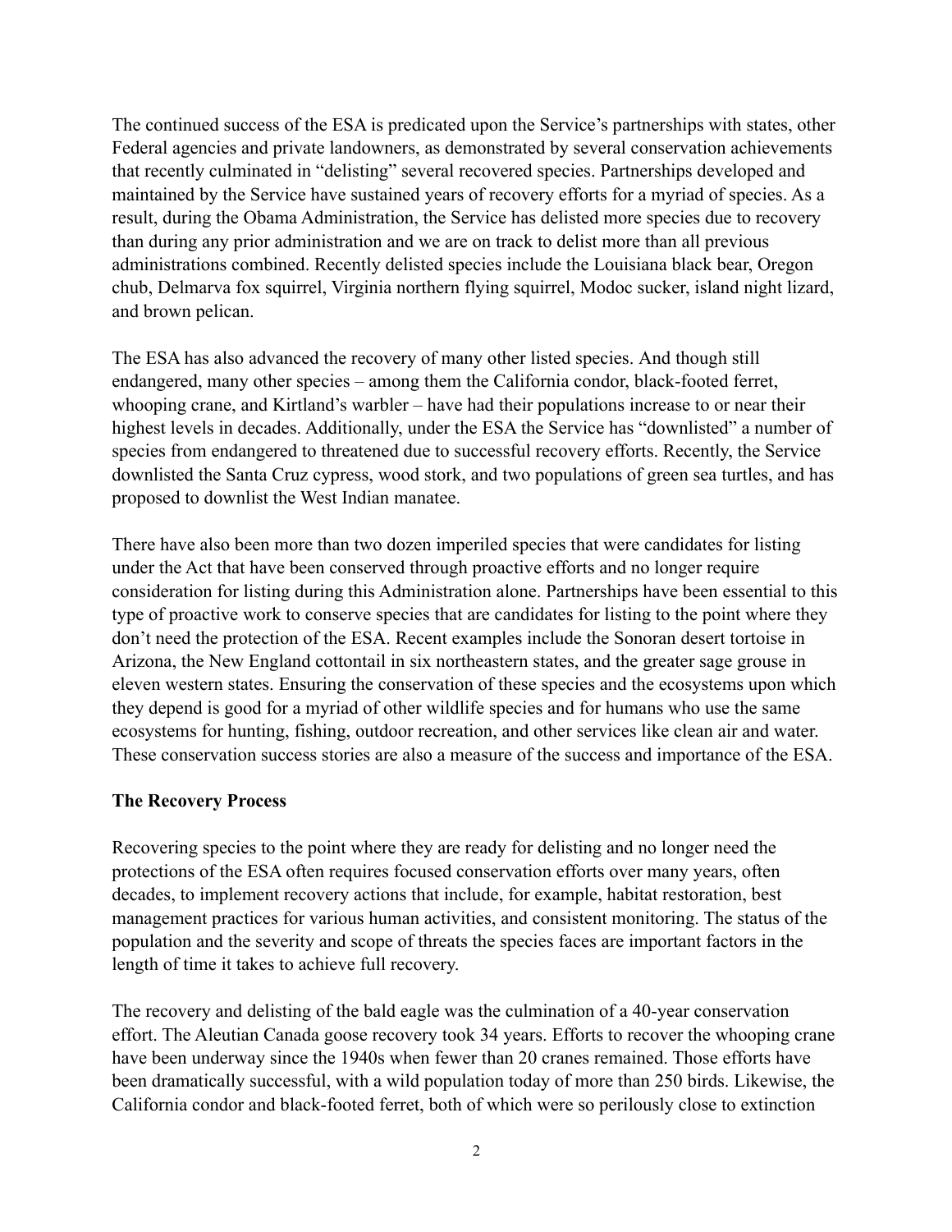The continued success of the ESA is predicated upon the Service's partnerships with states, other Federal agencies and private landowners, as demonstrated by several conservation achievements that recently culminated in "delisting" several recovered species. Partnerships developed and maintained by the Service have sustained years of recovery efforts for a myriad of species. As a result, during the Obama Administration, the Service has delisted more species due to recovery than during any prior administration and we are on track to delist more than all previous administrations combined. Recently delisted species include the Louisiana black bear, Oregon chub, Delmarva fox squirrel, Virginia northern flying squirrel, Modoc sucker, island night lizard, and brown pelican.

The ESA has also advanced the recovery of many other listed species. And though still endangered, many other species – among them the California condor, black-footed ferret, whooping crane, and Kirtland's warbler – have had their populations increase to or near their highest levels in decades. Additionally, under the ESA the Service has "downlisted" a number of species from endangered to threatened due to successful recovery efforts. Recently, the Service downlisted the Santa Cruz cypress, wood stork, and two populations of green sea turtles, and has proposed to downlist the West Indian manatee.

There have also been more than two dozen imperiled species that were candidates for listing under the Act that have been conserved through proactive efforts and no longer require consideration for listing during this Administration alone. Partnerships have been essential to this type of proactive work to conserve species that are candidates for listing to the point where they don't need the protection of the ESA. Recent examples include the Sonoran desert tortoise in Arizona, the New England cottontail in six northeastern states, and the greater sage grouse in eleven western states. Ensuring the conservation of these species and the ecosystems upon which they depend is good for a myriad of other wildlife species and for humans who use the same ecosystems for hunting, fishing, outdoor recreation, and other services like clean air and water. These conservation success stories are also a measure of the success and importance of the ESA.

**The Recovery Process**

Recovering species to the point where they are ready for delisting and no longer need the protections of the ESA often requires focused conservation efforts over many years, often decades, to implement recovery actions that include, for example, habitat restoration, best management practices for various human activities, and consistent monitoring. The status of the population and the severity and scope of threats the species faces are important factors in the length of time it takes to achieve full recovery.

The recovery and delisting of the bald eagle was the culmination of a 40-year conservation effort. The Aleutian Canada goose recovery took 34 years. Efforts to recover the whooping crane have been underway since the 1940s when fewer than 20 cranes remained. Those efforts have been dramatically successful, with a wild population today of more than 250 birds. Likewise, the California condor and black-footed ferret, both of which were so perilously close to extinction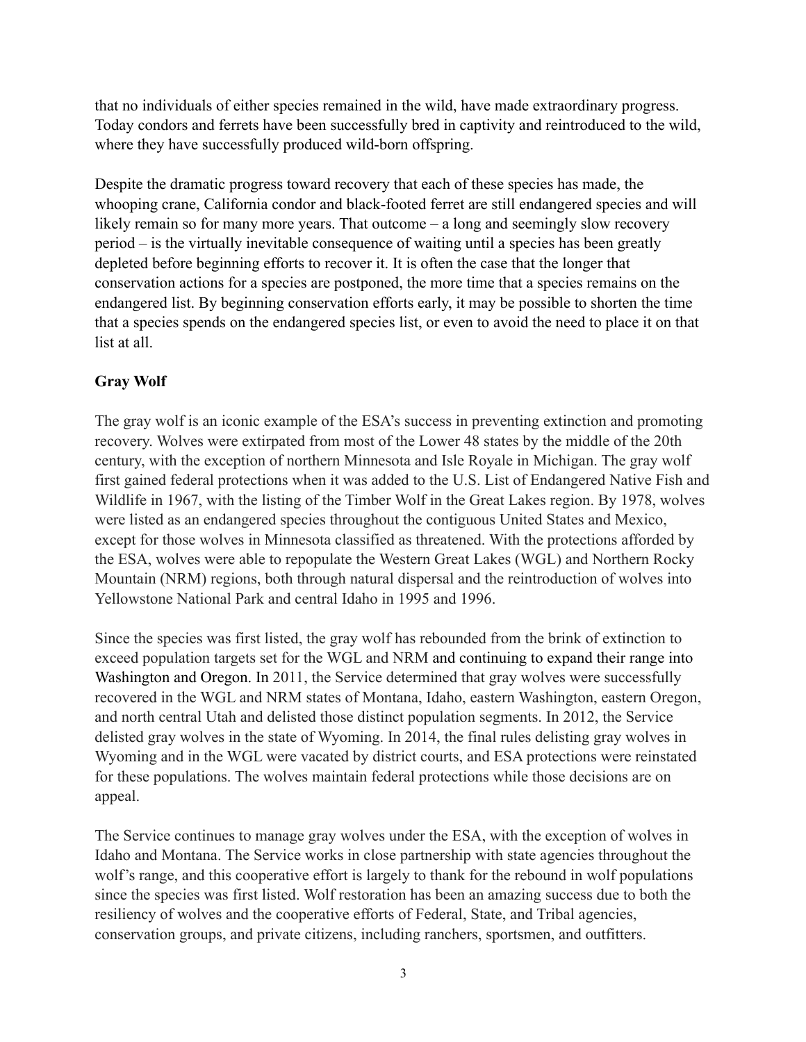that no individuals of either species remained in the wild, have made extraordinary progress. Today condors and ferrets have been successfully bred in captivity and reintroduced to the wild, where they have successfully produced wild-born offspring.

Despite the dramatic progress toward recovery that each of these species has made, the whooping crane, California condor and black-footed ferret are still endangered species and will likely remain so for many more years. That outcome – a long and seemingly slow recovery period – is the virtually inevitable consequence of waiting until a species has been greatly depleted before beginning efforts to recover it. It is often the case that the longer that conservation actions for a species are postponed, the more time that a species remains on the endangered list. By beginning conservation efforts early, it may be possible to shorten the time that a species spends on the endangered species list, or even to avoid the need to place it on that list at all.

**Gray Wolf**

The gray wolf is an iconic example of the ESA's success in preventing extinction and promoting recovery. Wolves were extirpated from most of the Lower 48 states by the middle of the 20th century, with the exception of northern Minnesota and Isle Royale in Michigan. The gray wolf first gained federal protections when it was added to the U.S. List of Endangered Native Fish and Wildlife in 1967, with the listing of the Timber Wolf in the Great Lakes region. By 1978, wolves were listed as an endangered species throughout the contiguous United States and Mexico, except for those wolves in Minnesota classified as threatened. With the protections afforded by the ESA, wolves were able to repopulate the Western Great Lakes (WGL) and Northern Rocky Mountain (NRM) regions, both through natural dispersal and the reintroduction of wolves into Yellowstone National Park and central Idaho in 1995 and 1996.

Since the species was first listed, the gray wolf has rebounded from the brink of extinction to exceed population targets set for the WGL and NRM and continuing to expand their range into Washington and Oregon. In 2011, the Service determined that gray wolves were successfully recovered in the WGL and NRM states of Montana, Idaho, eastern Washington, eastern Oregon, and north central Utah and delisted those distinct population segments. In 2012, the Service delisted gray wolves in the state of Wyoming. In 2014, the final rules delisting gray wolves in Wyoming and in the WGL were vacated by district courts, and ESA protections were reinstated for these populations. The wolves maintain federal protections while those decisions are on appeal.

The Service continues to manage gray wolves under the ESA, with the exception of wolves in Idaho and Montana. The Service works in close partnership with state agencies throughout the wolf's range, and this cooperative effort is largely to thank for the rebound in wolf populations since the species was first listed. Wolf restoration has been an amazing success due to both the resiliency of wolves and the cooperative efforts of Federal, State, and Tribal agencies, conservation groups, and private citizens, including ranchers, sportsmen, and outfitters.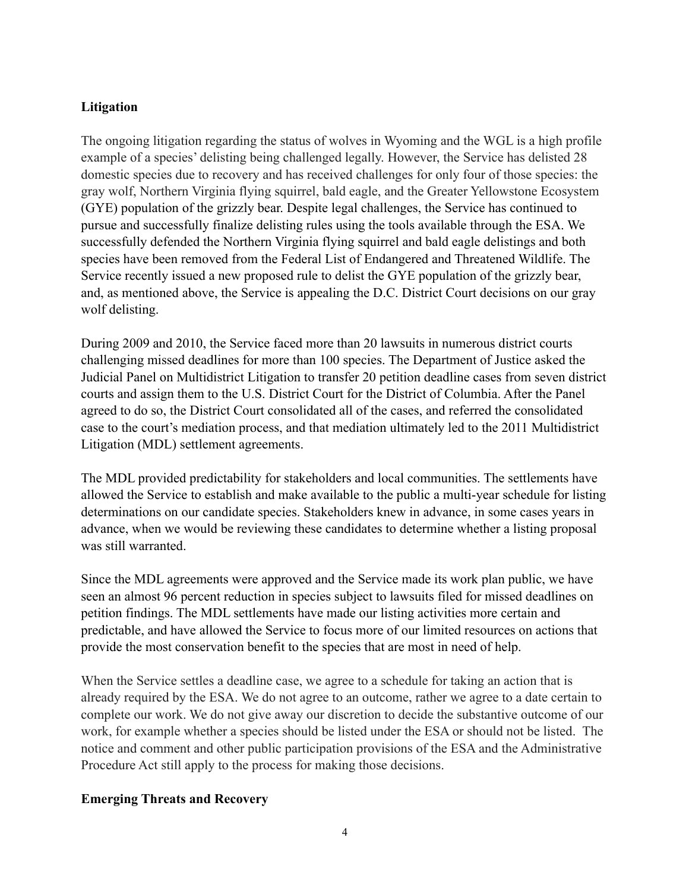## Litigation

The ongoing litigation regarding the status of wolves in Wyoming and the WGL is a high profile example of a species' delisting being challenged legally. However, the Service has delisted 28 domestic species due to recovery and has received challenges for only four of those species: the gray wolf, Northern Virginia flying squirrel, bald eagle, and the Greater Yellowstone Ecosystem (GYE) population of the grizzly bear. Despite legal challenges, the Service has continued to pursue and successfully finalize delisting rules using the tools available through the ESA. We successfully defended the Northern Virginia flying squirrel and bald eagle delistings and both species have been removed from the Federal List of Endangered and Threatened Wildlife. The Service recently issued a new proposed rule to delist the GYE population of the grizzly bear, and, as mentioned above, the Service is appealing the D.C. District Court decisions on our gray wolf delisting.

During 2009 and 2010, the Service faced more than 20 lawsuits in numerous district courts challenging missed deadlines for more than 100 species. The Department of Justice asked the Judicial Panel on Multidistrict Litigation to transfer 20 petition deadline cases from seven district courts and assign them to the U.S. District Court for the District of Columbia. After the Panel agreed to do so, the District Court consolidated all of the cases, and referred the consolidated case to the court's mediation process, and that mediation ultimately led to the 2011 Multidistrict Litigation (MDL) settlement agreements.

The MDL provided predictability for stakeholders and local communities. The settlements have allowed the Service to establish and make available to the public a multi-year schedule for listing determinations on our candidate species. Stakeholders knew in advance, in some cases years in advance, when we would be reviewing these candidates to determine whether a listing proposal was still warranted.

Since the MDL agreements were approved and the Service made its work plan public, we have seen an almost 96 percent reduction in species subject to lawsuits filed for missed deadlines on petition findings. The MDL settlements have made our listing activities more certain and predictable, and have allowed the Service to focus more of our limited resources on actions that provide the most conservation benefit to the species that are most in need of help.

When the Service settles a deadline case, we agree to a schedule for taking an action that is already required by the ESA. We do not agree to an outcome, rather we agree to a date certain to complete our work. We do not give away our discretion to decide the substantive outcome of our work, for example whether a species should be listed under the ESA or should not be listed. The notice and comment and other public participation provisions of the ESA and the Administrative Procedure Act still apply to the process for making those decisions.

## Emerging Threats and Recovery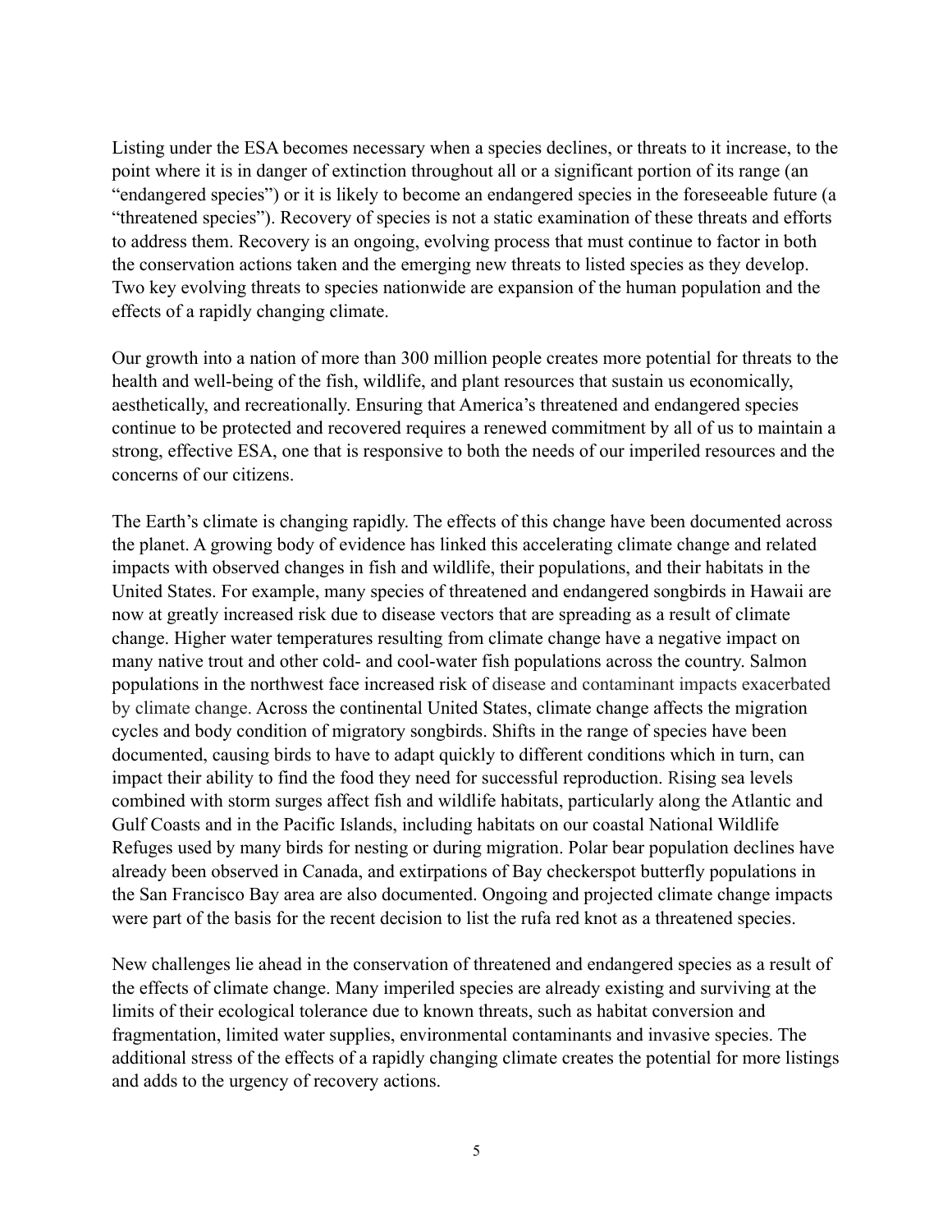Listing under the ESA becomes necessary when a species declines, or threats to it increase, to the point where it is in danger of extinction throughout all or a significant portion of its range (an "endangered species") or it is likely to become an endangered species in the foreseeable future (a "threatened species"). Recovery of species is not a static examination of these threats and efforts to address them. Recovery is an ongoing, evolving process that must continue to factor in both the conservation actions taken and the emerging new threats to listed species as they develop. Two key evolving threats to species nationwide are expansion of the human population and the effects of a rapidly changing climate.

Our growth into a nation of more than 300 million people creates more potential for threats to the health and well-being of the fish, wildlife, and plant resources that sustain us economically, aesthetically, and recreationally. Ensuring that America's threatened and endangered species continue to be protected and recovered requires a renewed commitment by all of us to maintain a strong, effective ESA, one that is responsive to both the needs of our imperiled resources and the concerns of our citizens.

The Earth's climate is changing rapidly. The effects of this change have been documented across the planet. A growing body of evidence has linked this accelerating climate change and related impacts with observed changes in fish and wildlife, their populations, and their habitats in the United States. For example, many species of threatened and endangered songbirds in Hawaii are now at greatly increased risk due to disease vectors that are spreading as a result of climate change. Higher water temperatures resulting from climate change have a negative impact on many native trout and other cold- and cool-water fish populations across the country. Salmon populations in the northwest face increased risk of disease and contaminant impacts exacerbated by climate change. Across the continental United States, climate change affects the migration cycles and body condition of migratory songbirds. Shifts in the range of species have been documented, causing birds to have to adapt quickly to different conditions which in turn, can impact their ability to find the food they need for successful reproduction. Rising sea levels combined with storm surges affect fish and wildlife habitats, particularly along the Atlantic and Gulf Coasts and in the Pacific Islands, including habitats on our coastal National Wildlife Refuges used by many birds for nesting or during migration. Polar bear population declines have already been observed in Canada, and extirpations of Bay checkerspot butterfly populations in the San Francisco Bay area are also documented. Ongoing and projected climate change impacts were part of the basis for the recent decision to list the rufa red knot as a threatened species.

New challenges lie ahead in the conservation of threatened and endangered species as a result of the effects of climate change. Many imperiled species are already existing and surviving at the limits of their ecological tolerance due to known threats, such as habitat conversion and fragmentation, limited water supplies, environmental contaminants and invasive species. The additional stress of the effects of a rapidly changing climate creates the potential for more listings and adds to the urgency of recovery actions.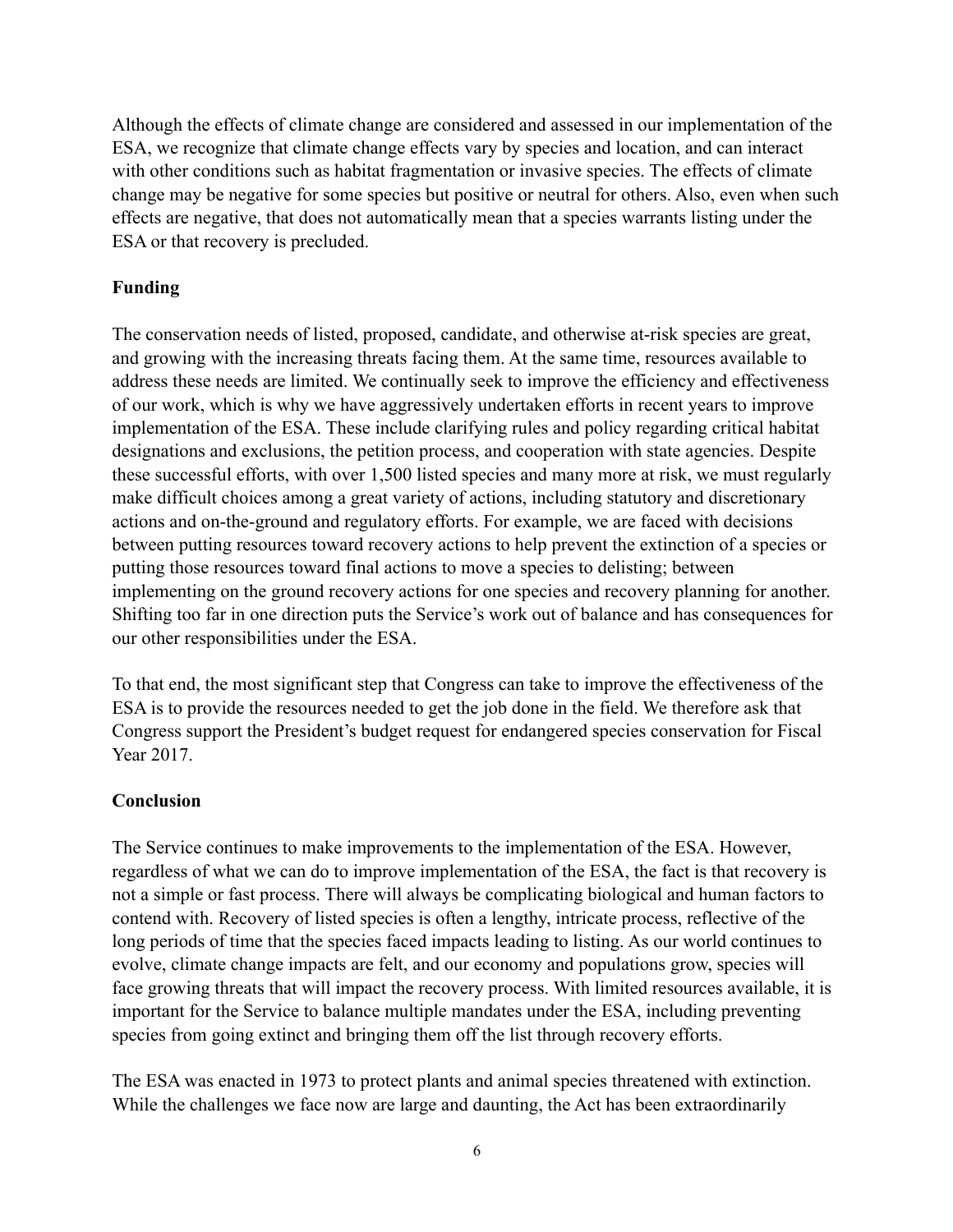Although the effects of climate change are considered and assessed in our implementation of the ESA, we recognize that climate change effects vary by species and location, and can interact with other conditions such as habitat fragmentation or invasive species. The effects of climate change may be negative for some species but positive or neutral for others. Also, even when such effects are negative, that does not automatically mean that a species warrants listing under the ESA or that recovery is precluded.

**Funding**

The conservation needs of listed, proposed, candidate, and otherwise at-risk species are great, and growing with the increasing threats facing them. At the same time, resources available to address these needs are limited. We continually seek to improve the efficiency and effectiveness of our work, which is why we have aggressively undertaken efforts in recent years to improve implementation of the ESA. These include clarifying rules and policy regarding critical habitat designations and exclusions, the petition process, and cooperation with state agencies. Despite these successful efforts, with over 1,500 listed species and many more at risk, we must regularly make difficult choices among a great variety of actions, including statutory and discretionary actions and on-the-ground and regulatory efforts. For example, we are faced with decisions between putting resources toward recovery actions to help prevent the extinction of a species or putting those resources toward final actions to move a species to delisting; between implementing on the ground recovery actions for one species and recovery planning for another. Shifting too far in one direction puts the Service's work out of balance and has consequences for our other responsibilities under the ESA.

To that end, the most significant step that Congress can take to improve the effectiveness of the ESA is to provide the resources needed to get the job done in the field. We therefore ask that Congress support the President's budget request for endangered species conservation for Fiscal Year 2017.

**Conclusion**

The Service continues to make improvements to the implementation of the ESA. However, regardless of what we can do to improve implementation of the ESA, the fact is that recovery is not a simple or fast process. There will always be complicating biological and human factors to contend with. Recovery of listed species is often a lengthy, intricate process, reflective of the long periods of time that the species faced impacts leading to listing. As our world continues to evolve, climate change impacts are felt, and our economy and populations grow, species will face growing threats that will impact the recovery process. With limited resources available, it is important for the Service to balance multiple mandates under the ESA, including preventing species from going extinct and bringing them off the list through recovery efforts.

The ESA was enacted in 1973 to protect plants and animal species threatened with extinction. While the challenges we face now are large and daunting, the Act has been extraordinarily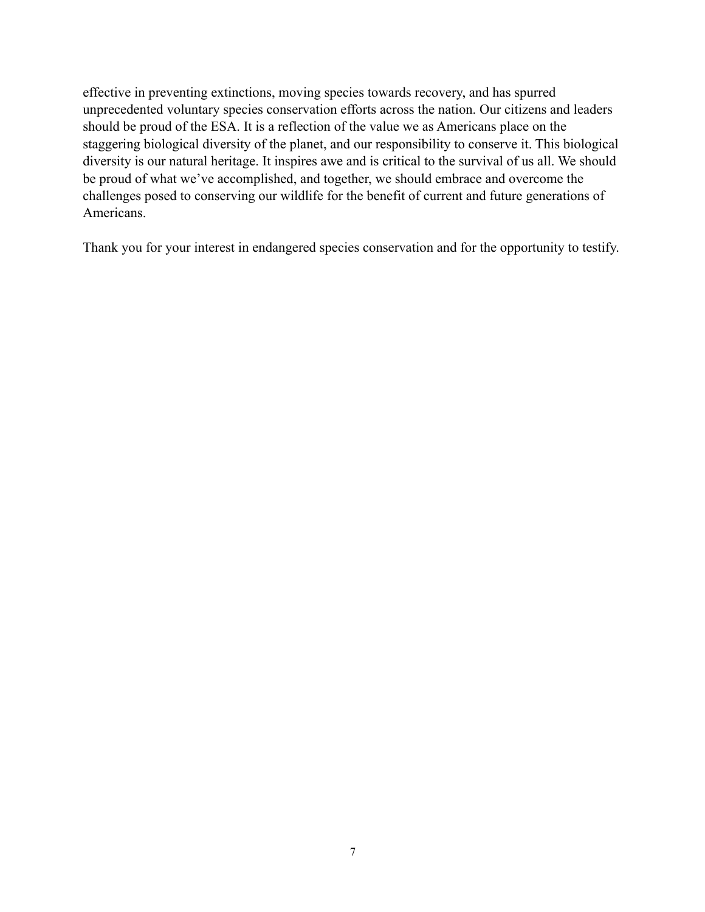effective in preventing extinctions, moving species towards recovery, and has spurred unprecedented voluntary species conservation efforts across the nation. Our citizens and leaders should be proud of the ESA. It is a reflection of the value we as Americans place on the staggering biological diversity of the planet, and our responsibility to conserve it. This biological diversity is our natural heritage. It inspires awe and is critical to the survival of us all. We should be proud of what we've accomplished, and together, we should embrace and overcome the challenges posed to conserving our wildlife for the benefit of current and future generations of Americans.

Thank you for your interest in endangered species conservation and for the opportunity to testify.